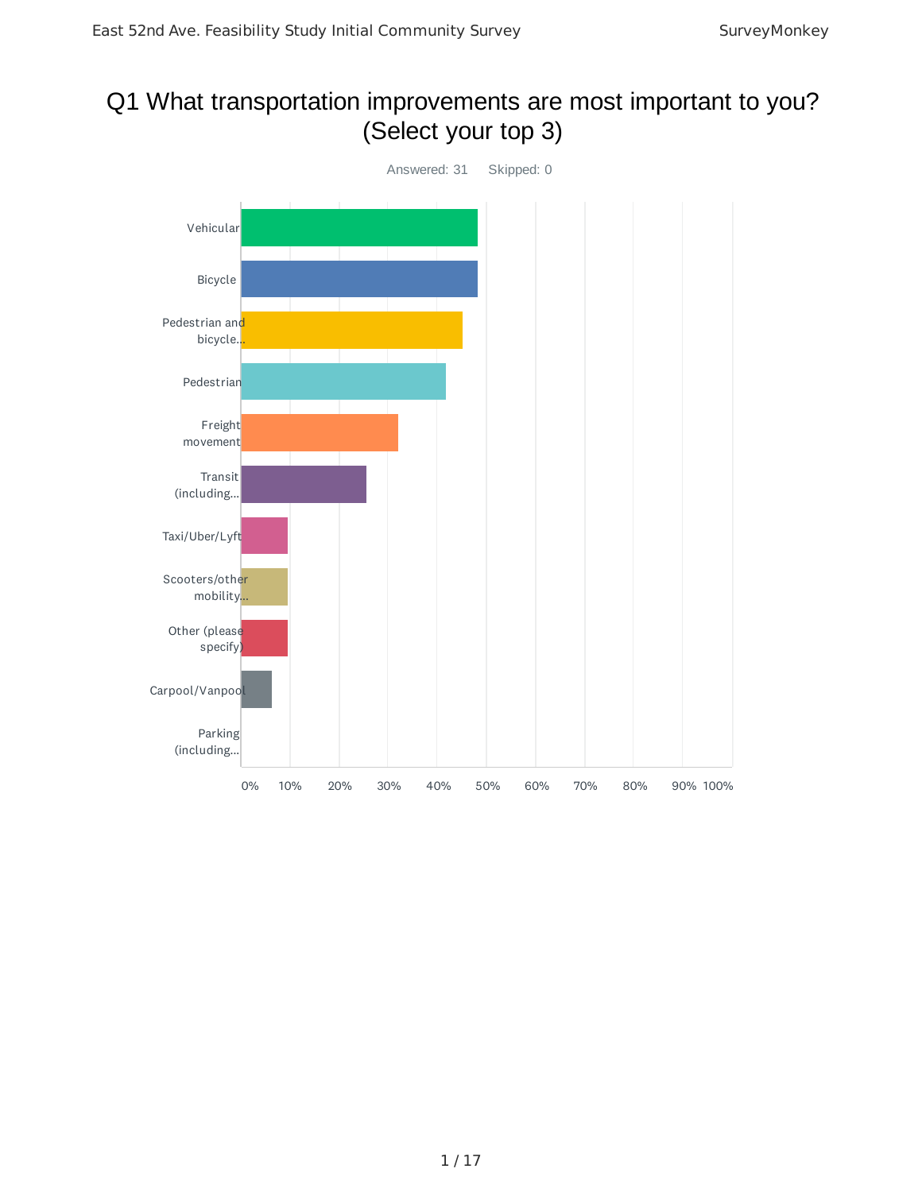# Q1 What transportation improvements are most important to you? (Select your top 3)

Answered: 31 Skipped: 0

| Answer Choice |
| --- |
| Vehicular |
| Bicycle |
| Pedestrian and bicycle... |
| Pedestrian |
| Freight movement |
| Transit (including... |
| Taxi/Uber/Lyft |
| Scooters/other mobility... |
| Other (please specify) |
| Carpool/Vanpool |
| Parking (including... |

0% 10% 20% 30% 40% 50% 60% 70% 80% 90% 100%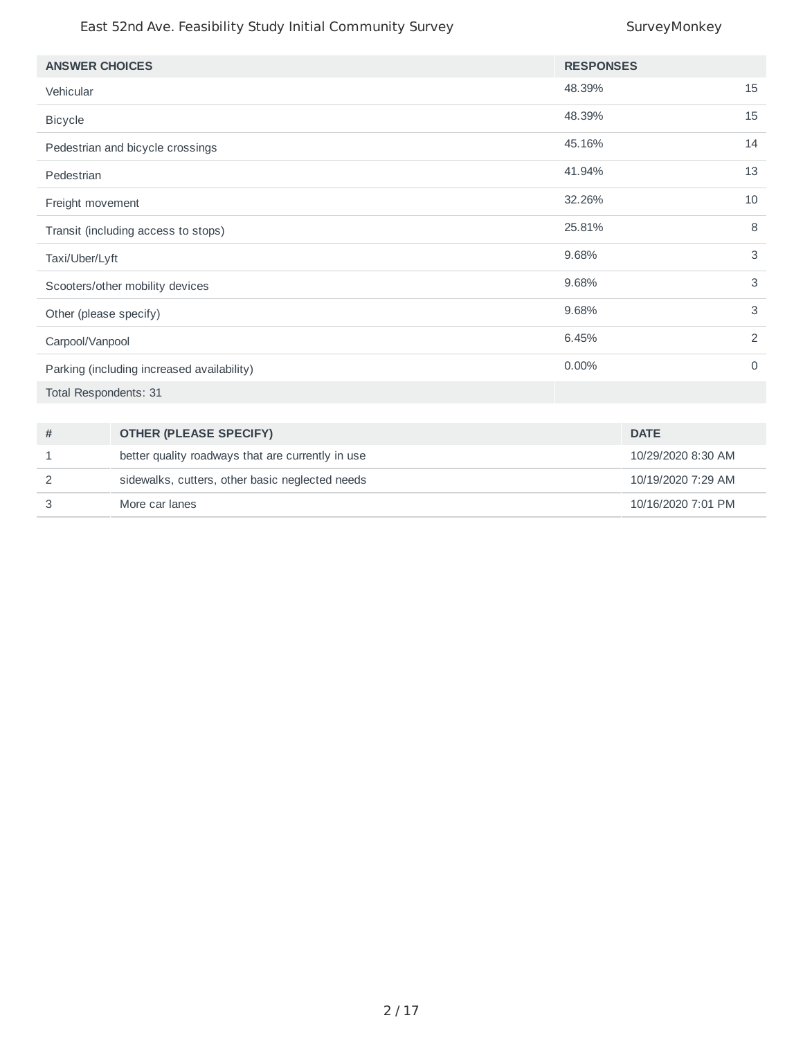| ANSWER CHOICES | RESPONSES | |
|---|---|---|
| Vehicular | 48.39% | 15 |
| Bicycle | 48.39% | 15 |
| Pedestrian and bicycle crossings | 45.16% | 14 |
| Pedestrian | 41.94% | 13 |
| Freight movement | 32.26% | 10 |
| Transit (including access to stops) | 25.81% | 8 |
| Taxi/Uber/Lyft | 9.68% | 3 |
| Scooters/other mobility devices | 9.68% | 3 |
| Other (please specify) | 9.68% | 3 |
| Carpool/Vanpool | 6.45% | 2 |
| Parking (including increased availability) | 0.00% | 0 |
| Total Respondents: 31 | | |

| # | OTHER (PLEASE SPECIFY) | DATE |
|---|---|---|
| 1 | better quality roadways that are currently in use | 10/29/2020 8:30 AM |
| 2 | sidewalks, cutters, other basic neglected needs | 10/19/2020 7:29 AM |
| 3 | More car lanes | 10/16/2020 7:01 PM |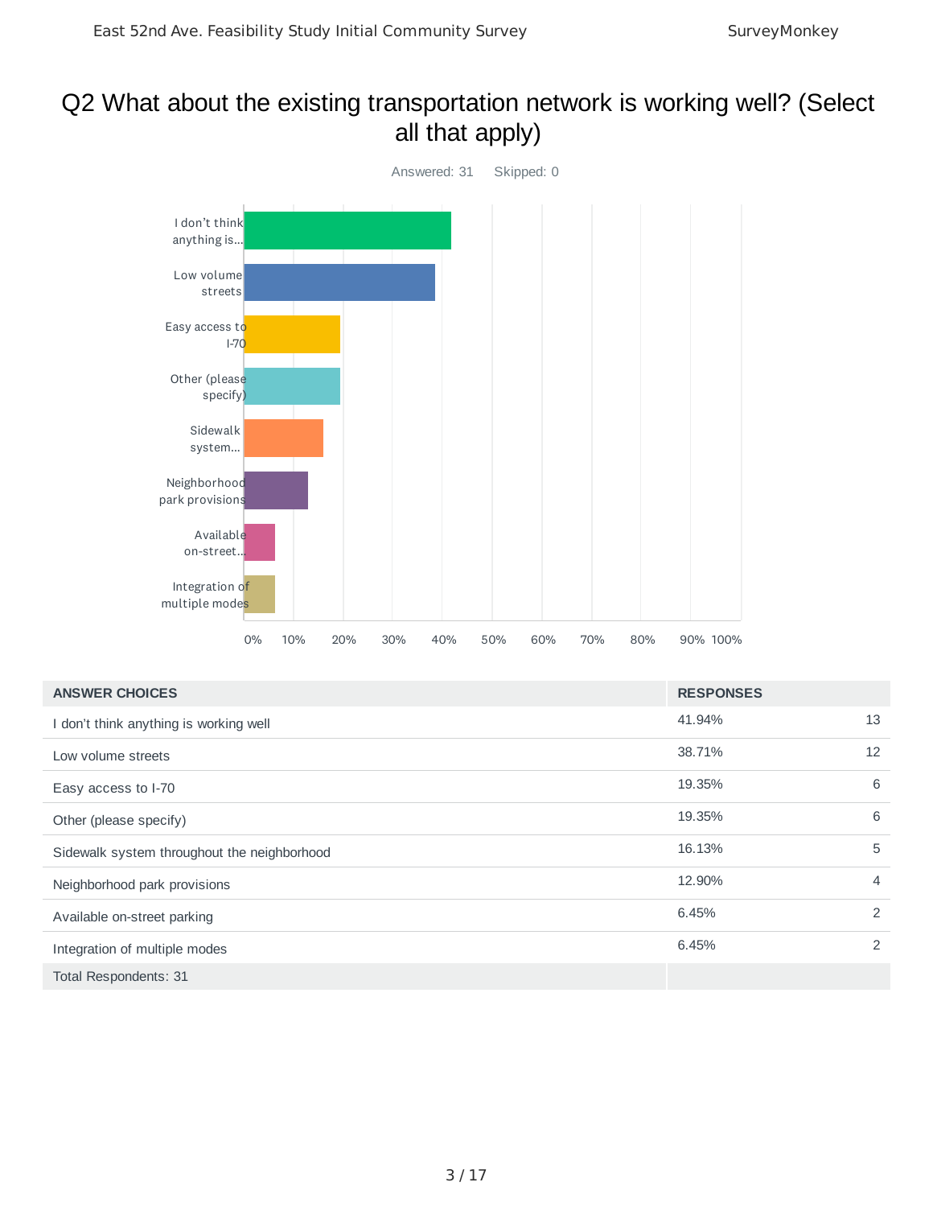# Q2 What about the existing transportation network is working well? (Select all that apply)

Answered: 31    Skipped: 0

| ANSWER CHOICES | RESPONSES | |
|---|---|---|
| I don't think anything is working well | 41.94% | 13 |
| Low volume streets | 38.71% | 12 |
| Easy access to I-70 | 19.35% | 6 |
| Other (please specify) | 19.35% | 6 |
| Sidewalk system throughout the neighborhood | 16.13% | 5 |
| Neighborhood park provisions | 12.90% | 4 |
| Available on-street parking | 6.45% | 2 |
| Integration of multiple modes | 6.45% | 2 |
| Total Respondents: 31 | | |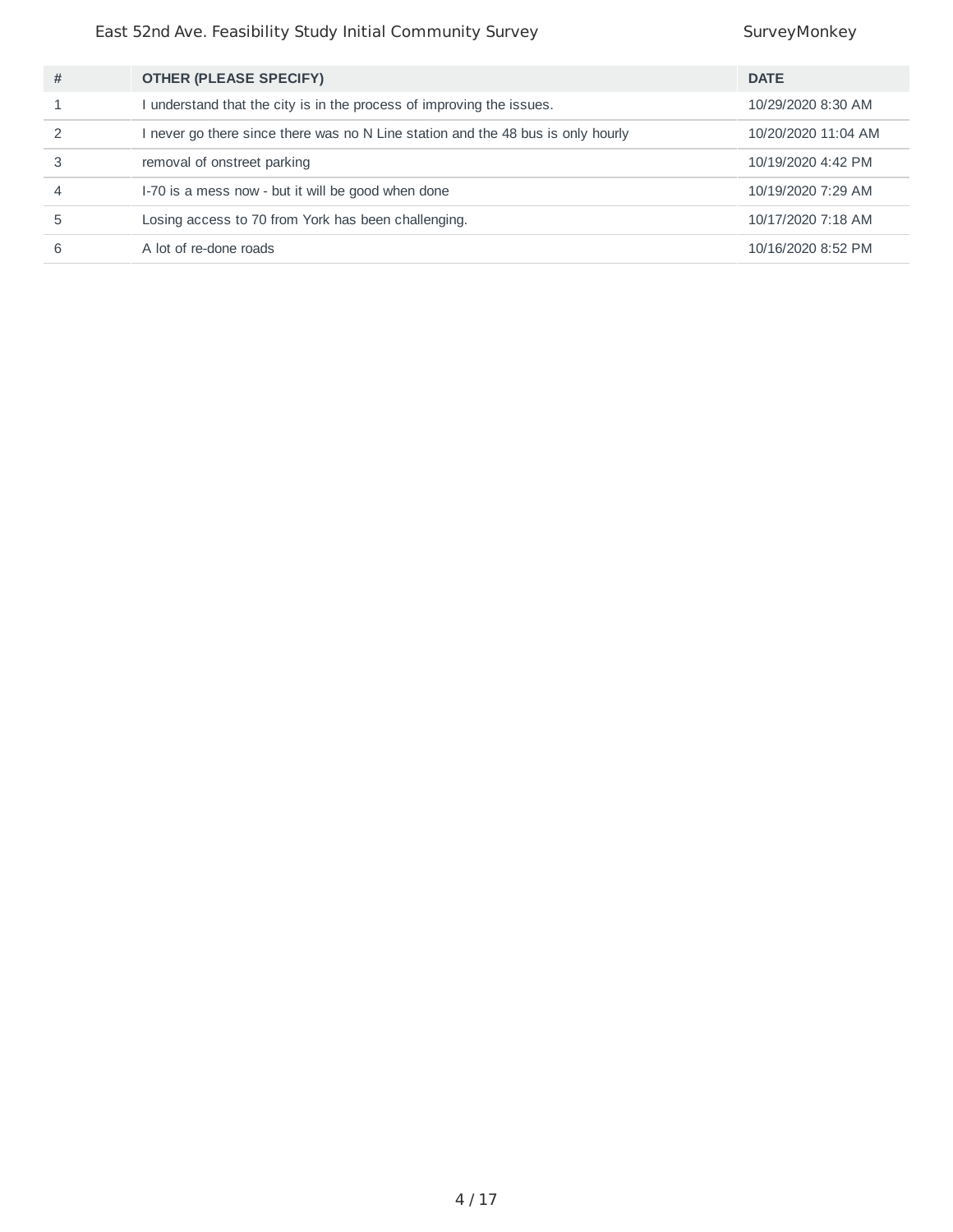| # | OTHER (PLEASE SPECIFY) | DATE |
|---|---|---|
| 1 | I understand that the city is in the process of improving the issues. | 10/29/2020 8:30 AM |
| 2 | I never go there since there was no N Line station and the 48 bus is only hourly | 10/20/2020 11:04 AM |
| 3 | removal of onstreet parking | 10/19/2020 4:42 PM |
| 4 | I-70 is a mess now - but it will be good when done | 10/19/2020 7:29 AM |
| 5 | Losing access to 70 from York has been challenging. | 10/17/2020 7:18 AM |
| 6 | A lot of re-done roads | 10/16/2020 8:52 PM |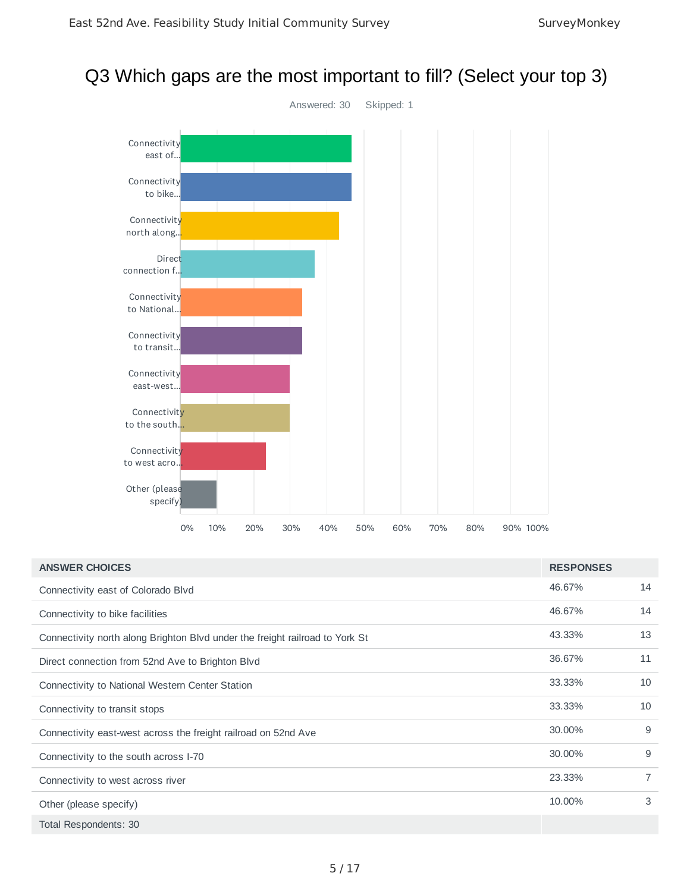# Q3 Which gaps are the most important to fill? (Select your top 3)

Answered: 30 Skipped: 1

| ANSWER CHOICES | RESPONSES | |
|---|---|---|
| Connectivity east of Colorado Blvd | 46.67% | 14 |
| Connectivity to bike facilities | 46.67% | 14 |
| Connectivity north along Brighton Blvd under the freight railroad to York St | 43.33% | 13 |
| Direct connection from 52nd Ave to Brighton Blvd | 36.67% | 11 |
| Connectivity to National Western Center Station | 33.33% | 10 |
| Connectivity to transit stops | 33.33% | 10 |
| Connectivity east-west across the freight railroad on 52nd Ave | 30.00% | 9 |
| Connectivity to the south across I-70 | 30.00% | 9 |
| Connectivity to west across river | 23.33% | 7 |
| Other (please specify) | 10.00% | 3 |
| Total Respondents: 30 | | |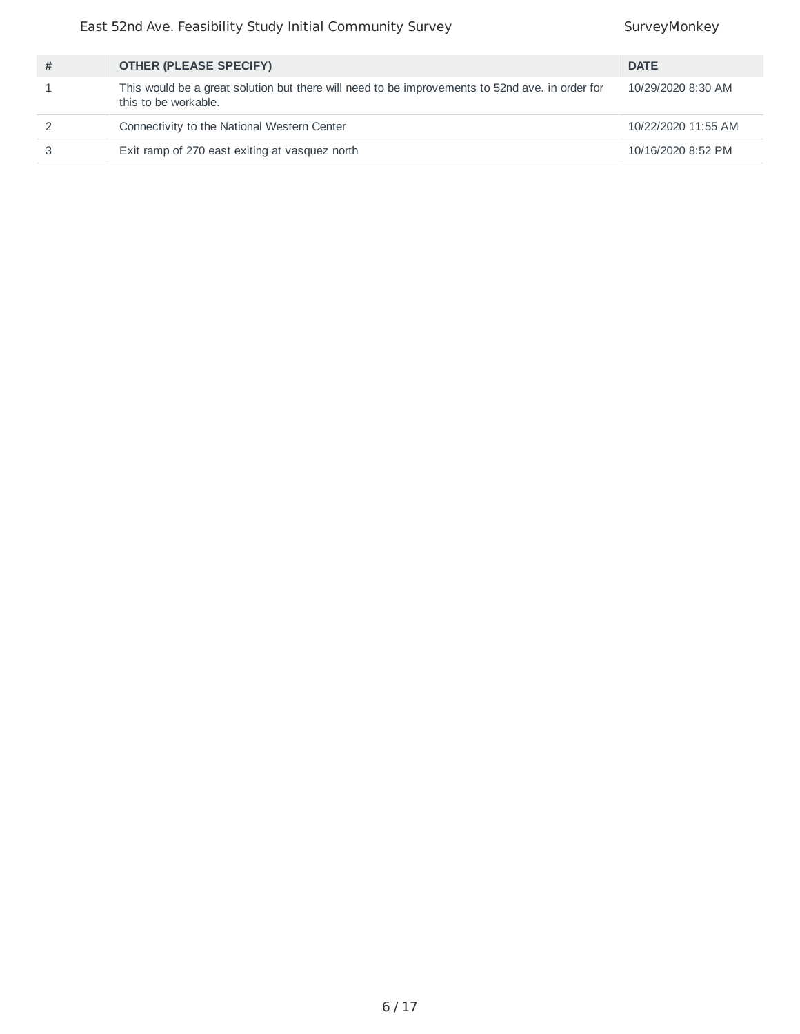| # | OTHER (PLEASE SPECIFY) | DATE |
|---|---|---|
| 1 | This would be a great solution but there will need to be improvements to 52nd ave. in order for this to be workable. | 10/29/2020 8:30 AM |
| 2 | Connectivity to the National Western Center | 10/22/2020 11:55 AM |
| 3 | Exit ramp of 270 east exiting at vasquez north | 10/16/2020 8:52 PM |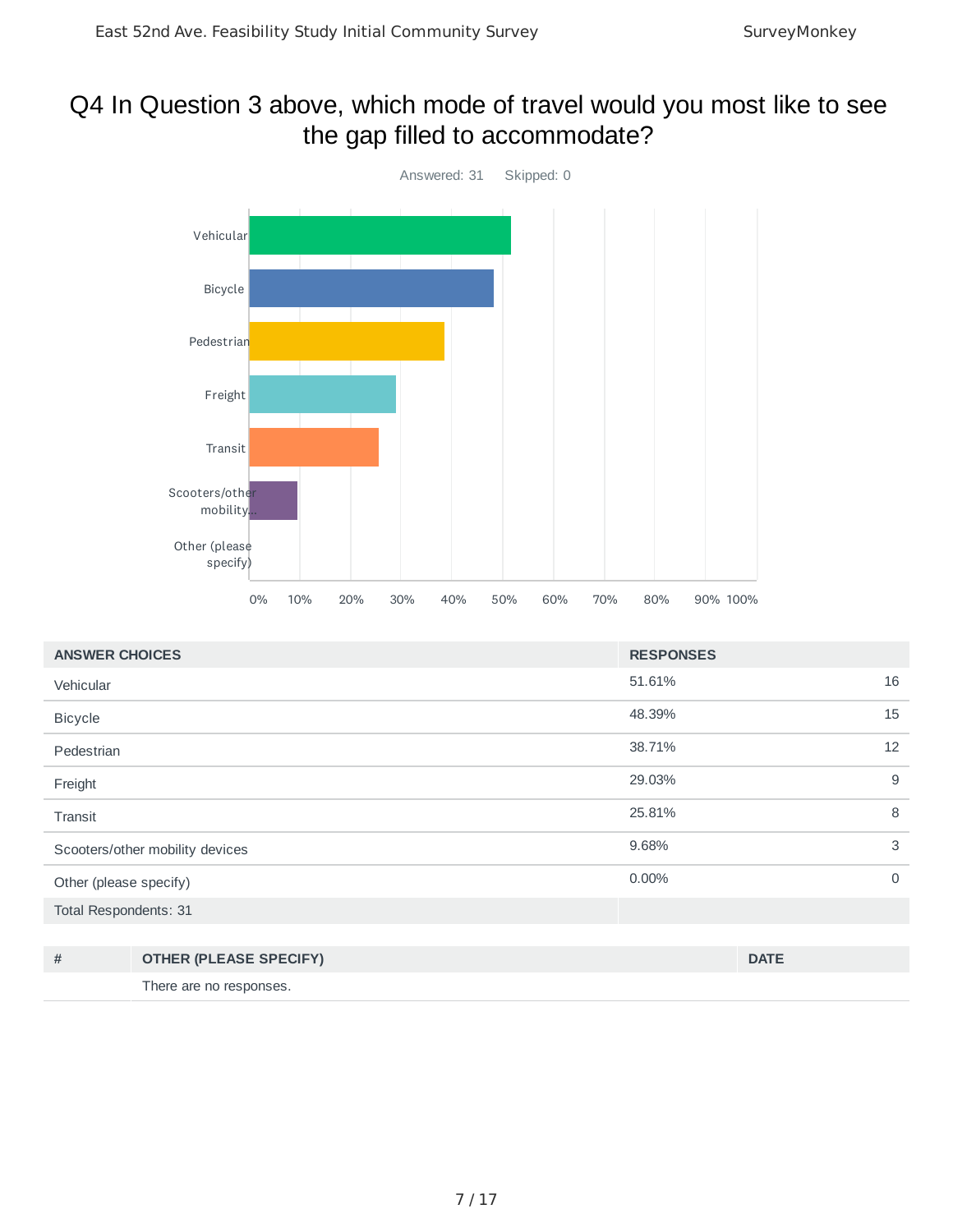# Q4 In Question 3 above, which mode of travel would you most like to see the gap filled to accommodate?

Answered: 31 Skipped: 0

| ANSWER CHOICES | RESPONSES | |
|---|---|---|
| Vehicular | 51.61% | 16 |
| Bicycle | 48.39% | 15 |
| Pedestrian | 38.71% | 12 |
| Freight | 29.03% | 9 |
| Transit | 25.81% | 8 |
| Scooters/other mobility devices | 9.68% | 3 |
| Other (please specify) | 0.00% | 0 |
| Total Respondents: 31 | | |

| # | OTHER (PLEASE SPECIFY) | DATE |
|---|---|---|
| | There are no responses. | |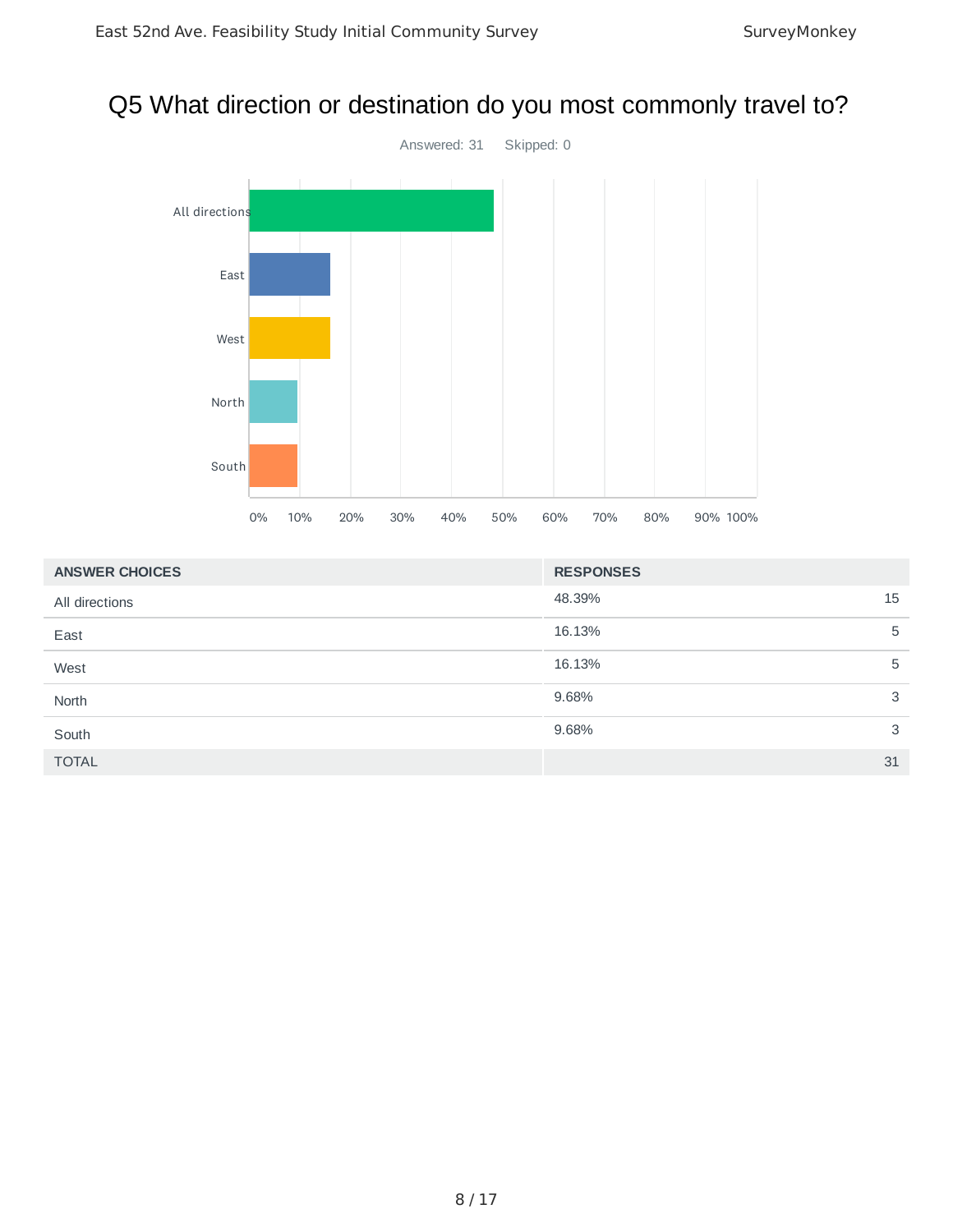# Q5 What direction or destination do you most commonly travel to?

Answered: 31    Skipped: 0

| ANSWER CHOICES | RESPONSES | |
|---|---|---|
| All directions | 48.39% | 15 |
| East | 16.13% | 5 |
| West | 16.13% | 5 |
| North | 9.68% | 3 |
| South | 9.68% | 3 |
| TOTAL | | 31 |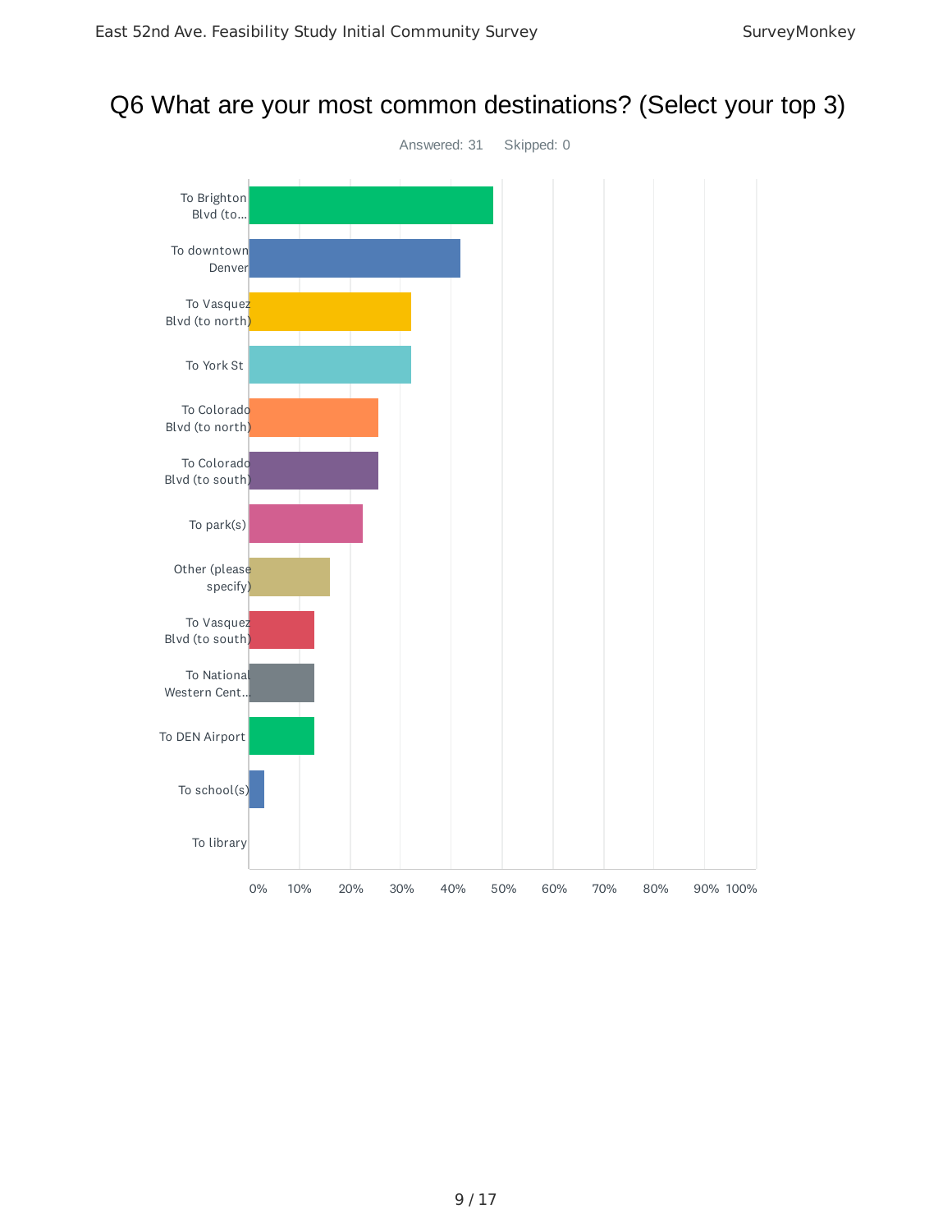## Q6 What are your most common destinations? (Select your top 3)

Answered: 31    Skipped: 0

| Destination |
|---|
| To Brighton Blvd (to... |
| To downtown Denver |
| To Vasquez Blvd (to north) |
| To York St |
| To Colorado Blvd (to north) |
| To Colorado Blvd (to south) |
| To park(s) |
| Other (please specify) |
| To Vasquez Blvd (to south) |
| To National Western Cent... |
| To DEN Airport |
| To school(s) |
| To library |

0% 10% 20% 30% 40% 50% 60% 70% 80% 90% 100%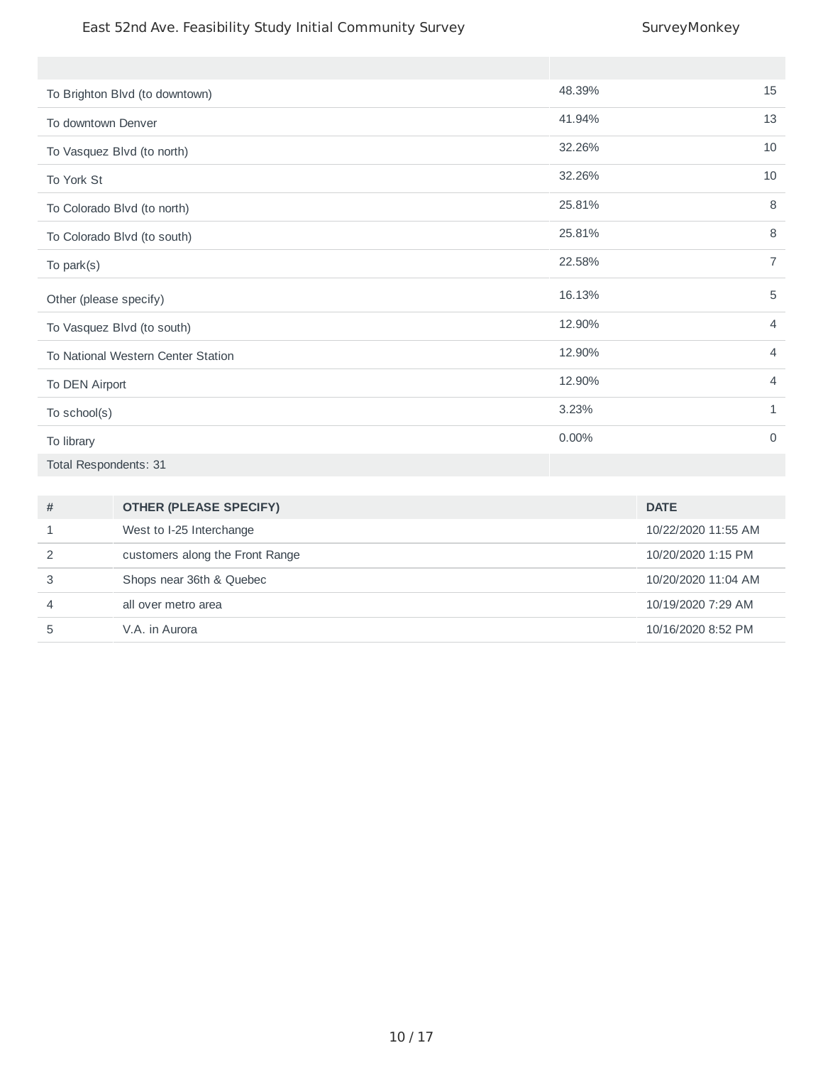| | | |
|---|---|---|
| To Brighton Blvd (to downtown) | 48.39% | 15 |
| To downtown Denver | 41.94% | 13 |
| To Vasquez Blvd (to north) | 32.26% | 10 |
| To York St | 32.26% | 10 |
| To Colorado Blvd (to north) | 25.81% | 8 |
| To Colorado Blvd (to south) | 25.81% | 8 |
| To park(s) | 22.58% | 7 |
| Other (please specify) | 16.13% | 5 |
| To Vasquez Blvd (to south) | 12.90% | 4 |
| To National Western Center Station | 12.90% | 4 |
| To DEN Airport | 12.90% | 4 |
| To school(s) | 3.23% | 1 |
| To library | 0.00% | 0 |
| Total Respondents: 31 | | |

| # | OTHER (PLEASE SPECIFY) | DATE |
|---|---|---|
| 1 | West to I-25 Interchange | 10/22/2020 11:55 AM |
| 2 | customers along the Front Range | 10/20/2020 1:15 PM |
| 3 | Shops near 36th & Quebec | 10/20/2020 11:04 AM |
| 4 | all over metro area | 10/19/2020 7:29 AM |
| 5 | V.A. in Aurora | 10/16/2020 8:52 PM |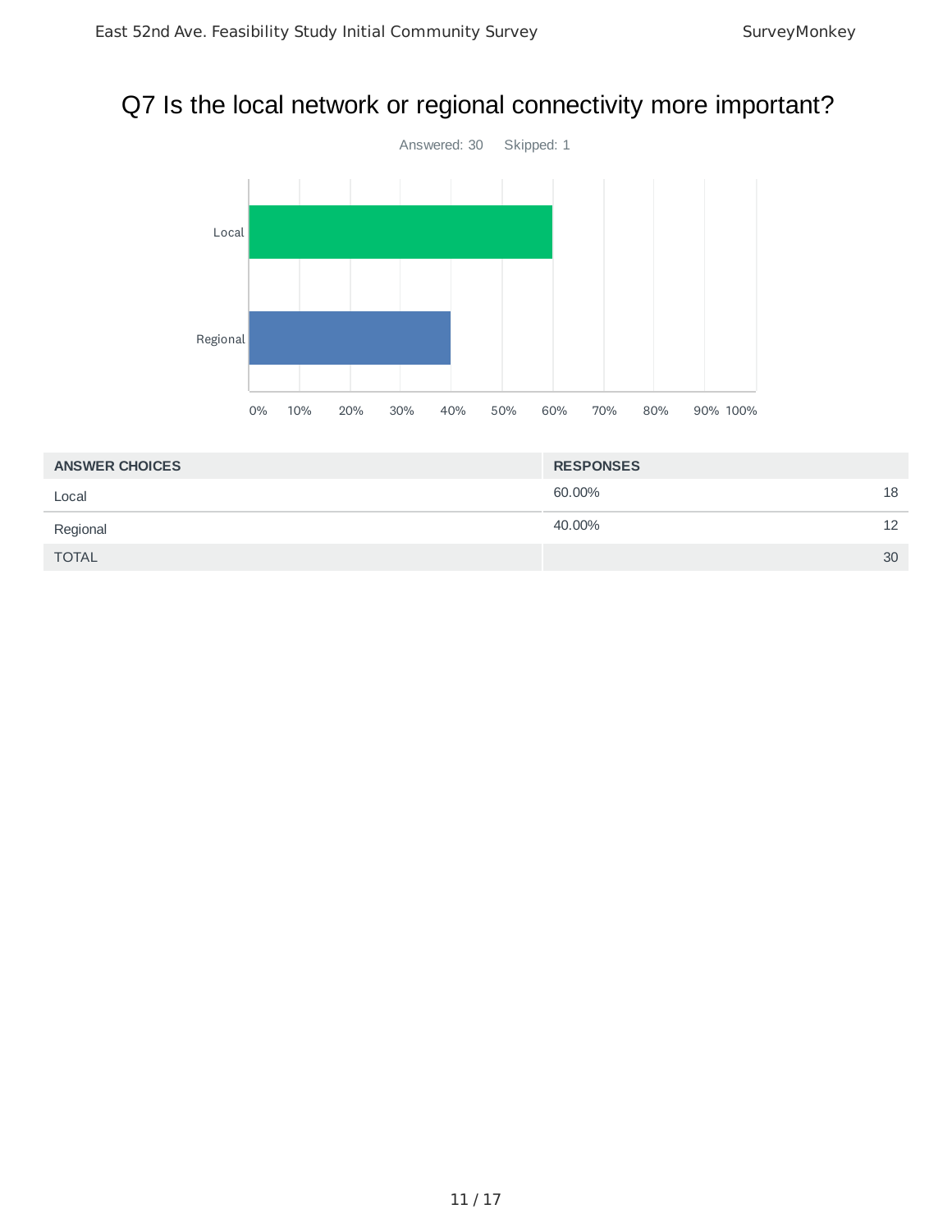# Q7 Is the local network or regional connectivity more important?

Answered: 30 Skipped: 1

| ANSWER CHOICES | RESPONSES | |
|---|---|---|
| Local | 60.00% | 18 |
| Regional | 40.00% | 12 |
| TOTAL | | 30 |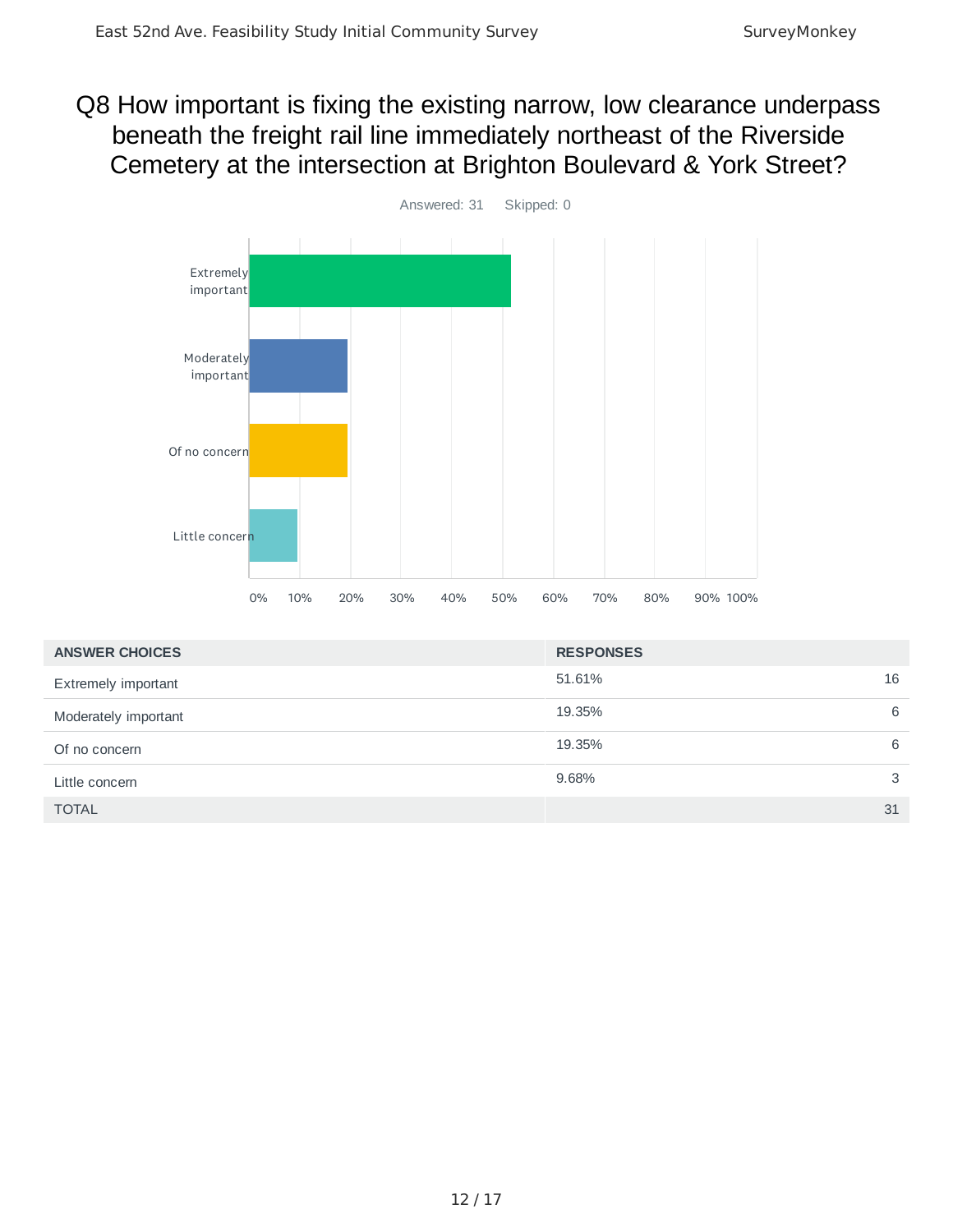# Q8 How important is fixing the existing narrow, low clearance underpass beneath the freight rail line immediately northeast of the Riverside Cemetery at the intersection at Brighton Boulevard & York Street?

Answered: 31  Skipped: 0

| ANSWER CHOICES | RESPONSES | |
|---|---|---|
| Extremely important | 51.61% | 16 |
| Moderately important | 19.35% | 6 |
| Of no concern | 19.35% | 6 |
| Little concern | 9.68% | 3 |
| TOTAL | | 31 |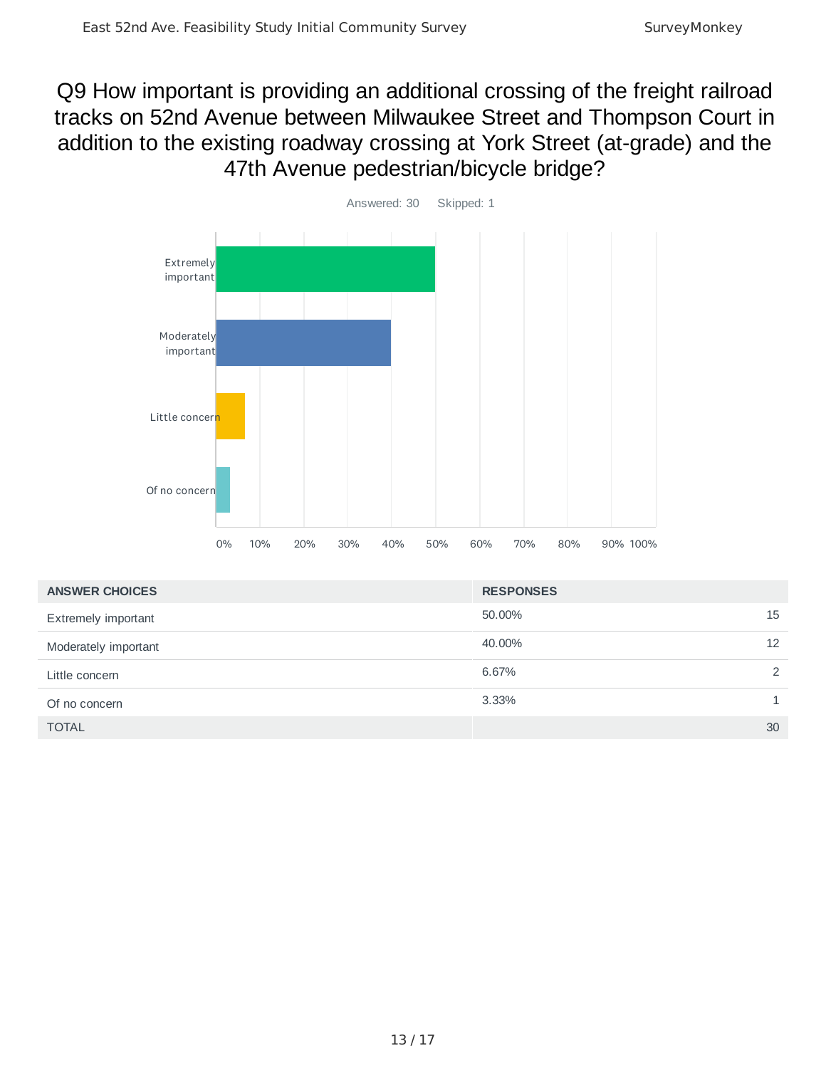# Q9 How important is providing an additional crossing of the freight railroad tracks on 52nd Avenue between Milwaukee Street and Thompson Court in addition to the existing roadway crossing at York Street (at-grade) and the 47th Avenue pedestrian/bicycle bridge?

Answered: 30 Skipped: 1

| ANSWER CHOICES | RESPONSES | |
|---|---|---|
| Extremely important | 50.00% | 15 |
| Moderately important | 40.00% | 12 |
| Little concern | 6.67% | 2 |
| Of no concern | 3.33% | 1 |
| TOTAL | | 30 |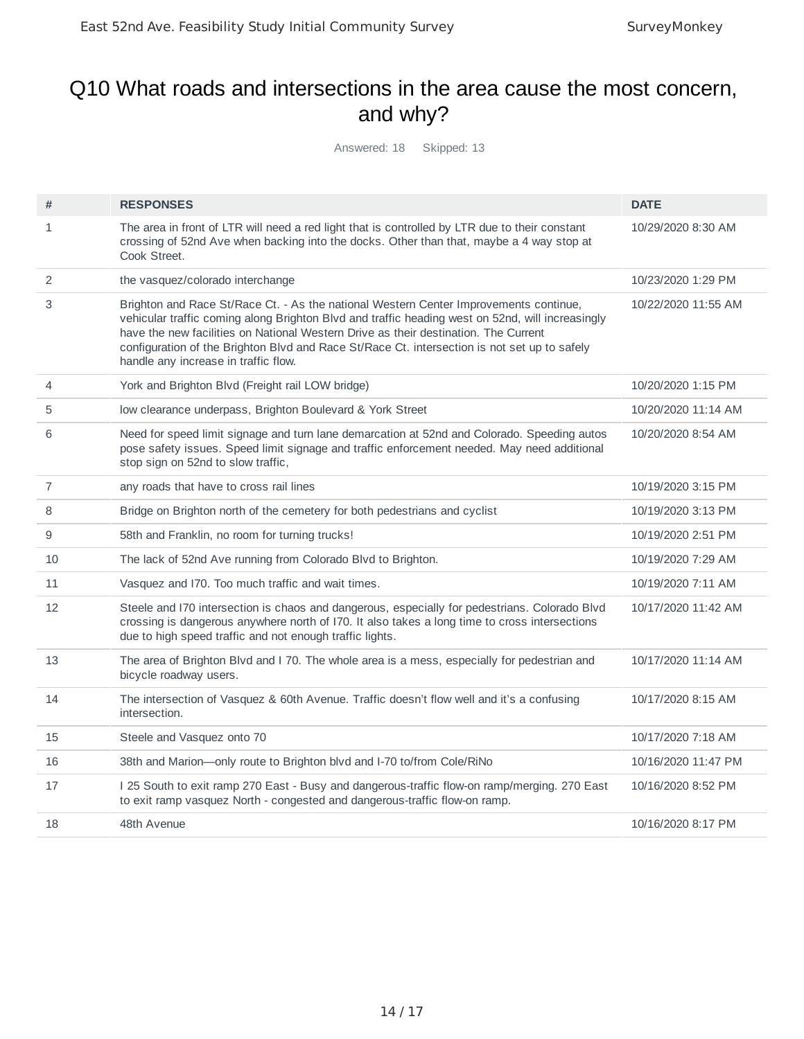# Q10 What roads and intersections in the area cause the most concern, and why?

Answered: 18 Skipped: 13

| # | RESPONSES | DATE |
|---|---|---|
| 1 | The area in front of LTR will need a red light that is controlled by LTR due to their constant crossing of 52nd Ave when backing into the docks. Other than that, maybe a 4 way stop at Cook Street. | 10/29/2020 8:30 AM |
| 2 | the vasquez/colorado interchange | 10/23/2020 1:29 PM |
| 3 | Brighton and Race St/Race Ct. - As the national Western Center Improvements continue, vehicular traffic coming along Brighton Blvd and traffic heading west on 52nd, will increasingly have the new facilities on National Western Drive as their destination. The Current configuration of the Brighton Blvd and Race St/Race Ct. intersection is not set up to safely handle any increase in traffic flow. | 10/22/2020 11:55 AM |
| 4 | York and Brighton Blvd (Freight rail LOW bridge) | 10/20/2020 1:15 PM |
| 5 | low clearance underpass, Brighton Boulevard & York Street | 10/20/2020 11:14 AM |
| 6 | Need for speed limit signage and turn lane demarcation at 52nd and Colorado. Speeding autos pose safety issues. Speed limit signage and traffic enforcement needed. May need additional stop sign on 52nd to slow traffic, | 10/20/2020 8:54 AM |
| 7 | any roads that have to cross rail lines | 10/19/2020 3:15 PM |
| 8 | Bridge on Brighton north of the cemetery for both pedestrians and cyclist | 10/19/2020 3:13 PM |
| 9 | 58th and Franklin, no room for turning trucks! | 10/19/2020 2:51 PM |
| 10 | The lack of 52nd Ave running from Colorado Blvd to Brighton. | 10/19/2020 7:29 AM |
| 11 | Vasquez and I70. Too much traffic and wait times. | 10/19/2020 7:11 AM |
| 12 | Steele and I70 intersection is chaos and dangerous, especially for pedestrians. Colorado Blvd crossing is dangerous anywhere north of I70. It also takes a long time to cross intersections due to high speed traffic and not enough traffic lights. | 10/17/2020 11:42 AM |
| 13 | The area of Brighton Blvd and I 70. The whole area is a mess, especially for pedestrian and bicycle roadway users. | 10/17/2020 11:14 AM |
| 14 | The intersection of Vasquez & 60th Avenue. Traffic doesn't flow well and it's a confusing intersection. | 10/17/2020 8:15 AM |
| 15 | Steele and Vasquez onto 70 | 10/17/2020 7:18 AM |
| 16 | 38th and Marion—only route to Brighton blvd and I-70 to/from Cole/RiNo | 10/16/2020 11:47 PM |
| 17 | I 25 South to exit ramp 270 East - Busy and dangerous-traffic flow-on ramp/merging. 270 East to exit ramp vasquez North - congested and dangerous-traffic flow-on ramp. | 10/16/2020 8:52 PM |
| 18 | 48th Avenue | 10/16/2020 8:17 PM |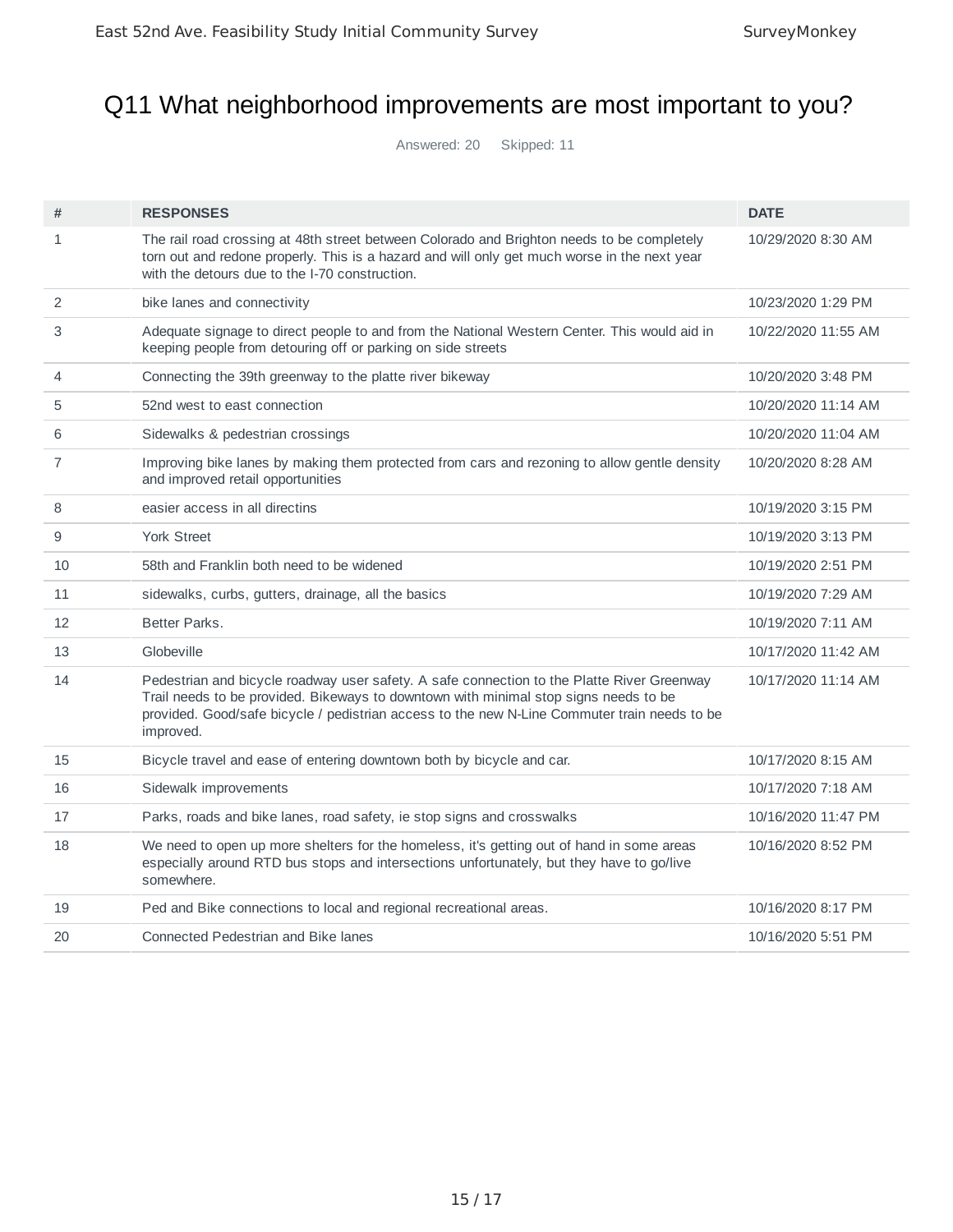# Q11 What neighborhood improvements are most important to you?

Answered: 20 Skipped: 11

| # | RESPONSES | DATE |
|---|---|---|
| 1 | The rail road crossing at 48th street between Colorado and Brighton needs to be completely torn out and redone properly. This is a hazard and will only get much worse in the next year with the detours due to the I-70 construction. | 10/29/2020 8:30 AM |
| 2 | bike lanes and connectivity | 10/23/2020 1:29 PM |
| 3 | Adequate signage to direct people to and from the National Western Center. This would aid in keeping people from detouring off or parking on side streets | 10/22/2020 11:55 AM |
| 4 | Connecting the 39th greenway to the platte river bikeway | 10/20/2020 3:48 PM |
| 5 | 52nd west to east connection | 10/20/2020 11:14 AM |
| 6 | Sidewalks & pedestrian crossings | 10/20/2020 11:04 AM |
| 7 | Improving bike lanes by making them protected from cars and rezoning to allow gentle density and improved retail opportunities | 10/20/2020 8:28 AM |
| 8 | easier access in all directins | 10/19/2020 3:15 PM |
| 9 | York Street | 10/19/2020 3:13 PM |
| 10 | 58th and Franklin both need to be widened | 10/19/2020 2:51 PM |
| 11 | sidewalks, curbs, gutters, drainage, all the basics | 10/19/2020 7:29 AM |
| 12 | Better Parks. | 10/19/2020 7:11 AM |
| 13 | Globeville | 10/17/2020 11:42 AM |
| 14 | Pedestrian and bicycle roadway user safety. A safe connection to the Platte River Greenway Trail needs to be provided. Bikeways to downtown with minimal stop signs needs to be provided. Good/safe bicycle / pedistrian access to the new N-Line Commuter train needs to be improved. | 10/17/2020 11:14 AM |
| 15 | Bicycle travel and ease of entering downtown both by bicycle and car. | 10/17/2020 8:15 AM |
| 16 | Sidewalk improvements | 10/17/2020 7:18 AM |
| 17 | Parks, roads and bike lanes, road safety, ie stop signs and crosswalks | 10/16/2020 11:47 PM |
| 18 | We need to open up more shelters for the homeless, it's getting out of hand in some areas especially around RTD bus stops and intersections unfortunately, but they have to go/live somewhere. | 10/16/2020 8:52 PM |
| 19 | Ped and Bike connections to local and regional recreational areas. | 10/16/2020 8:17 PM |
| 20 | Connected Pedestrian and Bike lanes | 10/16/2020 5:51 PM |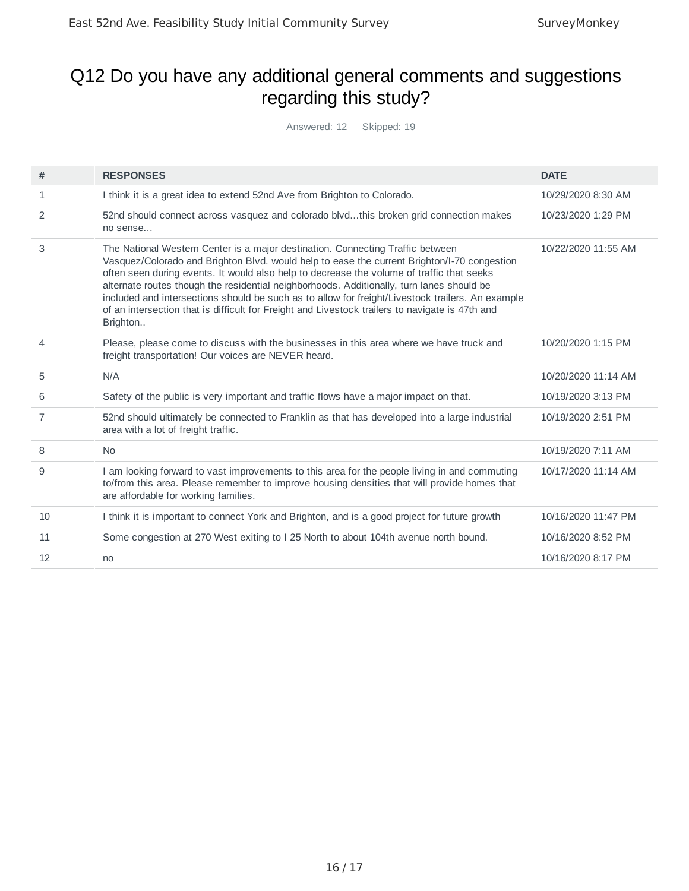## Q12 Do you have any additional general comments and suggestions regarding this study?

Answered: 12 Skipped: 19

| # | RESPONSES | DATE |
| --- | --- | --- |
| 1 | I think it is a great idea to extend 52nd Ave from Brighton to Colorado. | 10/29/2020 8:30 AM |
| 2 | 52nd should connect across vasquez and colorado blvd...this broken grid connection makes no sense... | 10/23/2020 1:29 PM |
| 3 | The National Western Center is a major destination. Connecting Traffic between Vasquez/Colorado and Brighton Blvd. would help to ease the current Brighton/I-70 congestion often seen during events. It would also help to decrease the volume of traffic that seeks alternate routes though the residential neighborhoods. Additionally, turn lanes should be included and intersections should be such as to allow for freight/Livestock trailers. An example of an intersection that is difficult for Freight and Livestock trailers to navigate is 47th and Brighton.. | 10/22/2020 11:55 AM |
| 4 | Please, please come to discuss with the businesses in this area where we have truck and freight transportation! Our voices are NEVER heard. | 10/20/2020 1:15 PM |
| 5 | N/A | 10/20/2020 11:14 AM |
| 6 | Safety of the public is very important and traffic flows have a major impact on that. | 10/19/2020 3:13 PM |
| 7 | 52nd should ultimately be connected to Franklin as that has developed into a large industrial area with a lot of freight traffic. | 10/19/2020 2:51 PM |
| 8 | No | 10/19/2020 7:11 AM |
| 9 | I am looking forward to vast improvements to this area for the people living in and commuting to/from this area. Please remember to improve housing densities that will provide homes that are affordable for working families. | 10/17/2020 11:14 AM |
| 10 | I think it is important to connect York and Brighton, and is a good project for future growth | 10/16/2020 11:47 PM |
| 11 | Some congestion at 270 West exiting to I 25 North to about 104th avenue north bound. | 10/16/2020 8:52 PM |
| 12 | no | 10/16/2020 8:17 PM |